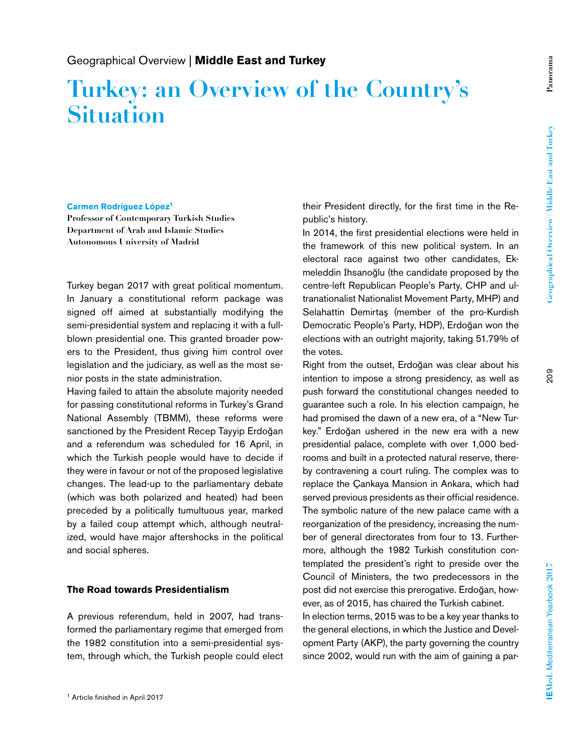Geographical Overview | **Middle East and Turkey**

# Turkey: an Overview of the Country's Situation

**Carmen Rodríguez López**[1]
**Professor of Contemporary Turkish Studies**
**Department of Arab and Islamic Studies**
**Autonomous University of Madrid**

Turkey began 2017 with great political momentum. In January a constitutional reform package was signed off aimed at substantially modifying the semi-presidential system and replacing it with a full-blown presidential one. This granted broader powers to the President, thus giving him control over legislation and the judiciary, as well as the most senior posts in the state administration.

Having failed to attain the absolute majority needed for passing constitutional reforms in Turkey's Grand National Assembly (TBMM), these reforms were sanctioned by the President Recep Tayyip Erdoğan and a referendum was scheduled for 16 April, in which the Turkish people would have to decide if they were in favour or not of the proposed legislative changes. The lead-up to the parliamentary debate (which was both polarized and heated) had been preceded by a politically tumultuous year, marked by a failed coup attempt which, although neutralized, would have major aftershocks in the political and social spheres.

## The Road towards Presidentialism

A previous referendum, held in 2007, had transformed the parliamentary regime that emerged from the 1982 constitution into a semi-presidential system, through which, the Turkish people could elect their President directly, for the first time in the Republic's history.

In 2014, the first presidential elections were held in the framework of this new political system. In an electoral race against two other candidates, Ekmeleddin İhsanoğlu (the candidate proposed by the centre-left Republican People's Party, CHP and ultranationalist Nationalist Movement Party, MHP) and Selahattin Demirtaş (member of the pro-Kurdish Democratic People's Party, HDP), Erdoğan won the elections with an outright majority, taking 51.79% of the votes.

Right from the outset, Erdoğan was clear about his intention to impose a strong presidency, as well as push forward the constitutional changes needed to guarantee such a role. In his election campaign, he had promised the dawn of a new era, of a "New Turkey." Erdoğan ushered in the new era with a new presidential palace, complete with over 1,000 bedrooms and built in a protected natural reserve, thereby contravening a court ruling. The complex was to replace the Çankaya Mansion in Ankara, which had served previous presidents as their official residence. The symbolic nature of the new palace came with a reorganization of the presidency, increasing the number of general directorates from four to 13. Furthermore, although the 1982 Turkish constitution contemplated the president's right to preside over the Council of Ministers, the two predecessors in the post did not exercise this prerogative. Erdoğan, however, as of 2015, has chaired the Turkish cabinet.

In election terms, 2015 was to be a key year thanks to the general elections, in which the Justice and Development Party (AKP), the party governing the country since 2002, would run with the aim of gaining a par-

[1] Article finished in April 2017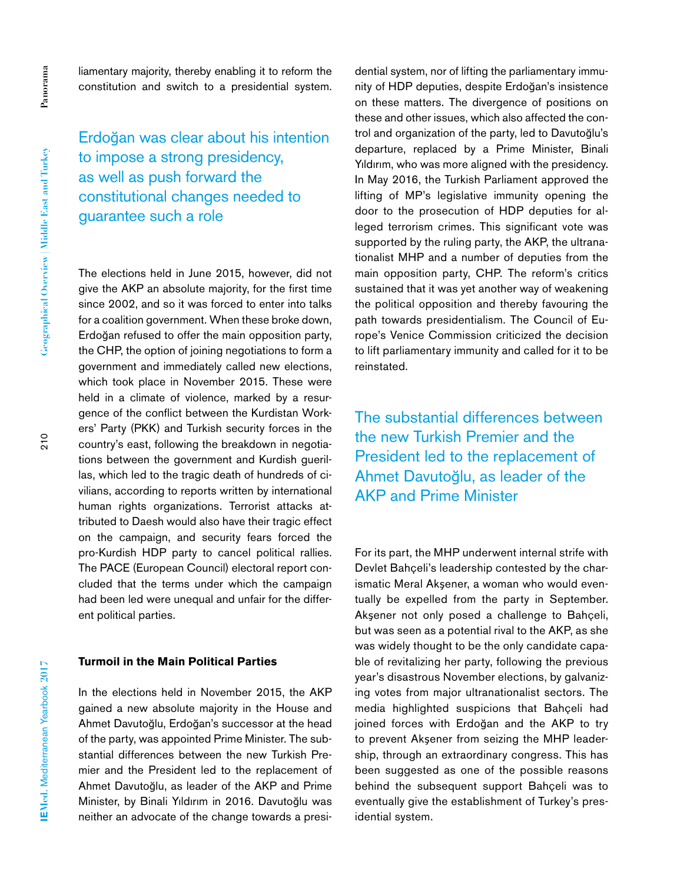liamentary majority, thereby enabling it to reform the constitution and switch to a presidential system.

> Erdoğan was clear about his intention to impose a strong presidency, as well as push forward the constitutional changes needed to guarantee such a role

The elections held in June 2015, however, did not give the AKP an absolute majority, for the first time since 2002, and so it was forced to enter into talks for a coalition government. When these broke down, Erdoğan refused to offer the main opposition party, the CHP, the option of joining negotiations to form a government and immediately called new elections, which took place in November 2015. These were held in a climate of violence, marked by a resurgence of the conflict between the Kurdistan Workers' Party (PKK) and Turkish security forces in the country's east, following the breakdown in negotiations between the government and Kurdish guerillas, which led to the tragic death of hundreds of civilians, according to reports written by international human rights organizations. Terrorist attacks attributed to Daesh would also have their tragic effect on the campaign, and security fears forced the pro-Kurdish HDP party to cancel political rallies. The PACE (European Council) electoral report concluded that the terms under which the campaign had been led were unequal and unfair for the different political parties.

### Turmoil in the Main Political Parties

In the elections held in November 2015, the AKP gained a new absolute majority in the House and Ahmet Davutoğlu, Erdoğan's successor at the head of the party, was appointed Prime Minister. The substantial differences between the new Turkish Premier and the President led to the replacement of Ahmet Davutoğlu, as leader of the AKP and Prime Minister, by Binali Yıldırım in 2016. Davutoğlu was neither an advocate of the change towards a presidential system, nor of lifting the parliamentary immunity of HDP deputies, despite Erdoğan's insistence on these matters. The divergence of positions on these and other issues, which also affected the control and organization of the party, led to Davutoğlu's departure, replaced by a Prime Minister, Binali Yıldırım, who was more aligned with the presidency. In May 2016, the Turkish Parliament approved the lifting of MP's legislative immunity opening the door to the prosecution of HDP deputies for alleged terrorism crimes. This significant vote was supported by the ruling party, the AKP, the ultranationalist MHP and a number of deputies from the main opposition party, CHP. The reform's critics sustained that it was yet another way of weakening the political opposition and thereby favouring the path towards presidentialism. The Council of Europe's Venice Commission criticized the decision to lift parliamentary immunity and called for it to be reinstated.

> The substantial differences between the new Turkish Premier and the President led to the replacement of Ahmet Davutoğlu, as leader of the AKP and Prime Minister

For its part, the MHP underwent internal strife with Devlet Bahçeli's leadership contested by the charismatic Meral Akşener, a woman who would eventually be expelled from the party in September. Akşener not only posed a challenge to Bahçeli, but was seen as a potential rival to the AKP, as she was widely thought to be the only candidate capable of revitalizing her party, following the previous year's disastrous November elections, by galvanizing votes from major ultranationalist sectors. The media highlighted suspicions that Bahçeli had joined forces with Erdoğan and the AKP to try to prevent Akşener from seizing the MHP leadership, through an extraordinary congress. This has been suggested as one of the possible reasons behind the subsequent support Bahçeli was to eventually give the establishment of Turkey's presidential system.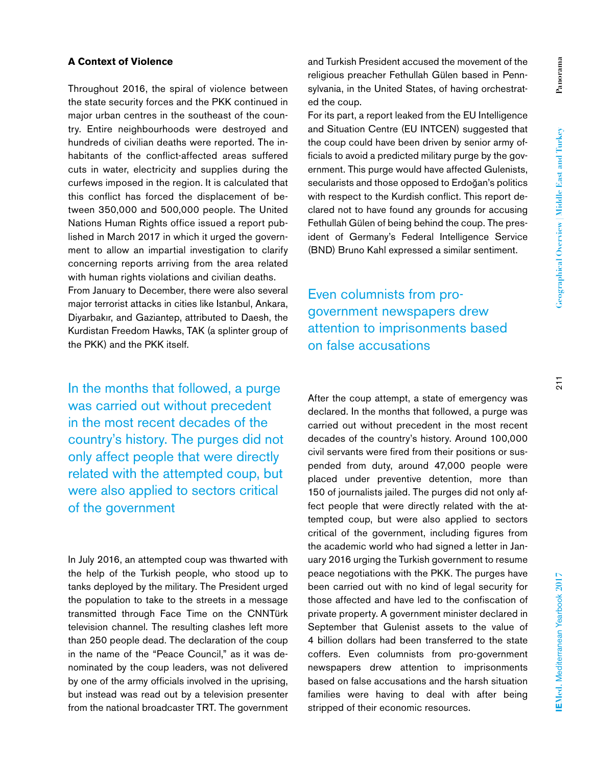### A Context of Violence

Throughout 2016, the spiral of violence between the state security forces and the PKK continued in major urban centres in the southeast of the country. Entire neighbourhoods were destroyed and hundreds of civilian deaths were reported. The inhabitants of the conflict-affected areas suffered cuts in water, electricity and supplies during the curfews imposed in the region. It is calculated that this conflict has forced the displacement of between 350,000 and 500,000 people. The United Nations Human Rights office issued a report published in March 2017 in which it urged the government to allow an impartial investigation to clarify concerning reports arriving from the area related with human rights violations and civilian deaths.

From January to December, there were also several major terrorist attacks in cities like Istanbul, Ankara, Diyarbakır, and Gaziantep, attributed to Daesh, the Kurdistan Freedom Hawks, TAK (a splinter group of the PKK) and the PKK itself.

> In the months that followed, a purge was carried out without precedent in the most recent decades of the country's history. The purges did not only affect people that were directly related with the attempted coup, but were also applied to sectors critical of the government

In July 2016, an attempted coup was thwarted with the help of the Turkish people, who stood up to tanks deployed by the military. The President urged the population to take to the streets in a message transmitted through Face Time on the CNNTürk television channel. The resulting clashes left more than 250 people dead. The declaration of the coup in the name of the "Peace Council," as it was denominated by the coup leaders, was not delivered by one of the army officials involved in the uprising, but instead was read out by a television presenter from the national broadcaster TRT. The government and Turkish President accused the movement of the religious preacher Fethullah Gülen based in Pennsylvania, in the United States, of having orchestrated the coup.

For its part, a report leaked from the EU Intelligence and Situation Centre (EU INTCEN) suggested that the coup could have been driven by senior army officials to avoid a predicted military purge by the government. This purge would have affected Gulenists, secularists and those opposed to Erdoğan's politics with respect to the Kurdish conflict. This report declared not to have found any grounds for accusing Fethullah Gülen of being behind the coup. The president of Germany's Federal Intelligence Service (BND) Bruno Kahl expressed a similar sentiment.

> Even columnists from pro-government newspapers drew attention to imprisonments based on false accusations

After the coup attempt, a state of emergency was declared. In the months that followed, a purge was carried out without precedent in the most recent decades of the country's history. Around 100,000 civil servants were fired from their positions or suspended from duty, around 47,000 people were placed under preventive detention, more than 150 of journalists jailed. The purges did not only affect people that were directly related with the attempted coup, but were also applied to sectors critical of the government, including figures from the academic world who had signed a letter in January 2016 urging the Turkish government to resume peace negotiations with the PKK. The purges have been carried out with no kind of legal security for those affected and have led to the confiscation of private property. A government minister declared in September that Gulenist assets to the value of 4 billion dollars had been transferred to the state coffers. Even columnists from pro-government newspapers drew attention to imprisonments based on false accusations and the harsh situation families were having to deal with after being stripped of their economic resources.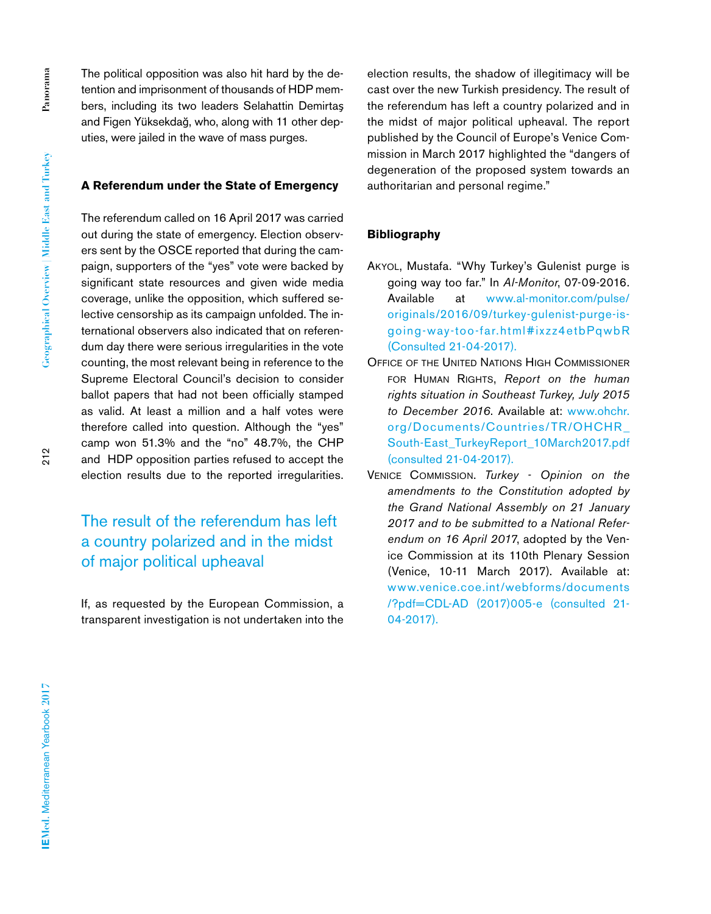The political opposition was also hit hard by the detention and imprisonment of thousands of HDP members, including its two leaders Selahattin Demirtaş and Figen Yüksekdağ, who, along with 11 other deputies, were jailed in the wave of mass purges.

## A Referendum under the State of Emergency

The referendum called on 16 April 2017 was carried out during the state of emergency. Election observers sent by the OSCE reported that during the campaign, supporters of the "yes" vote were backed by significant state resources and given wide media coverage, unlike the opposition, which suffered selective censorship as its campaign unfolded. The international observers also indicated that on referendum day there were serious irregularities in the vote counting, the most relevant being in reference to the Supreme Electoral Council's decision to consider ballot papers that had not been officially stamped as valid. At least a million and a half votes were therefore called into question. Although the "yes" camp won 51.3% and the "no" 48.7%, the CHP and HDP opposition parties refused to accept the election results due to the reported irregularities.

> The result of the referendum has left a country polarized and in the midst of major political upheaval

If, as requested by the European Commission, a transparent investigation is not undertaken into the election results, the shadow of illegitimacy will be cast over the new Turkish presidency. The result of the referendum has left a country polarized and in the midst of major political upheaval. The report published by the Council of Europe's Venice Commission in March 2017 highlighted the "dangers of degeneration of the proposed system towards an authoritarian and personal regime."

## Bibliography

Akyol, Mustafa. "Why Turkey's Gulenist purge is going way too far." In *Al-Monitor*, 07-09-2016. Available at www.al-monitor.com/pulse/originals/2016/09/turkey-gulenist-purge-is-going-way-too-far.html#ixzz4etbPqwbR (Consulted 21-04-2017).

Office of the United Nations High Commissioner for Human Rights, *Report on the human rights situation in Southeast Turkey, July 2015 to December 2016*. Available at: www.ohchr.org/Documents/Countries/TR/OHCHR_South-East_TurkeyReport_10March2017.pdf (consulted 21-04-2017).

Venice Commission. *Turkey - Opinion on the amendments to the Constitution adopted by the Grand National Assembly on 21 January 2017 and to be submitted to a National Referendum on 16 April 2017*, adopted by the Venice Commission at its 110th Plenary Session (Venice, 10-11 March 2017). Available at: www.venice.coe.int/webforms/documents/?pdf=CDL-AD (2017)005-e (consulted 21-04-2017).